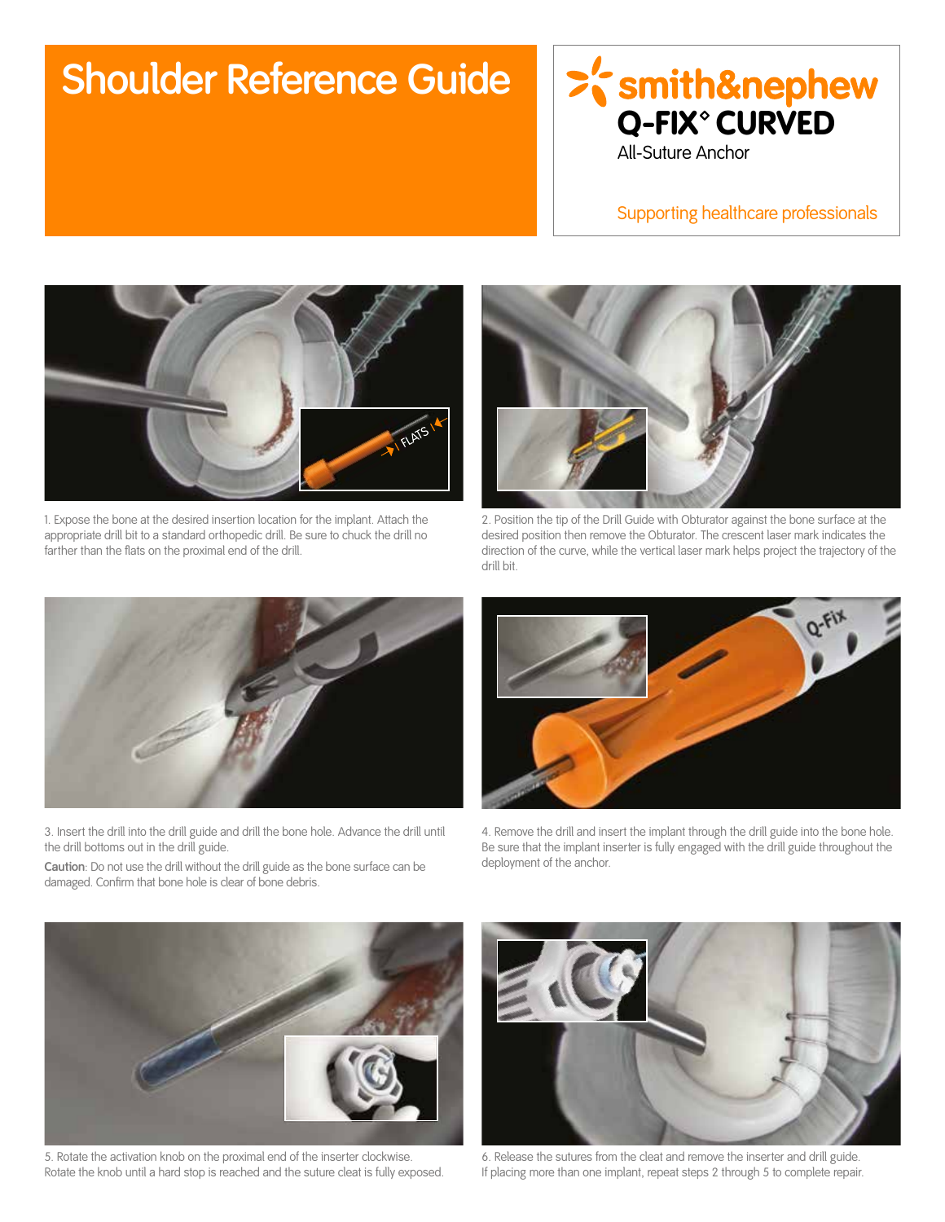# Shoulder Reference Guide

smith&nephew

**Q-FIX° CURVED**

All-Suture Anchor

Supporting healthcare professionals

1. Expose the bone at the desired insertion location for the implant. Attach the appropriate drill bit to a standard orthopedic drill. Be sure to chuck the drill no farther than the flats on the proximal end of the drill.

2. Position the tip of the Drill Guide with Obturator against the bone surface at the desired position then remove the Obturator. The crescent laser mark indicates the direction of the curve, while the vertical laser mark helps project the trajectory of the drill bit.

3. Insert the drill into the drill guide and drill the bone hole. Advance the drill until the drill bottoms out in the drill guide.

**Caution**: Do not use the drill without the drill guide as the bone surface can be damaged. Confirm that bone hole is clear of bone debris.

4. Remove the drill and insert the implant through the drill guide into the bone hole. Be sure that the implant inserter is fully engaged with the drill guide throughout the deployment of the anchor.

5. Rotate the activation knob on the proximal end of the inserter clockwise. Rotate the knob until a hard stop is reached and the suture cleat is fully exposed.

6. Release the sutures from the cleat and remove the inserter and drill guide. If placing more than one implant, repeat steps 2 through 5 to complete repair.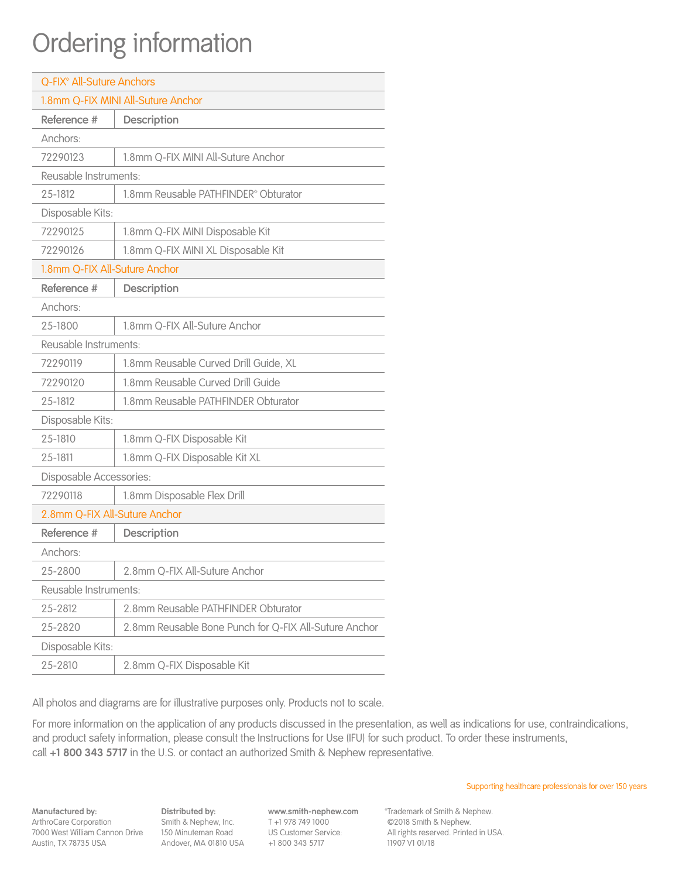# Ordering information

| Q-FIX° All-Suture Anchors | |
|---|---|
| **1.8mm Q-FIX MINI All-Suture Anchor** | |
| **Reference #** | **Description** |
| Anchors: | |
| 72290123 | 1.8mm Q-FIX MINI All-Suture Anchor |
| Reusable Instruments: | |
| 25-1812 | 1.8mm Reusable PATHFINDER° Obturator |
| Disposable Kits: | |
| 72290125 | 1.8mm Q-FIX MINI Disposable Kit |
| 72290126 | 1.8mm Q-FIX MINI XL Disposable Kit |
| **1.8mm Q-FIX All-Suture Anchor** | |
| **Reference #** | **Description** |
| Anchors: | |
| 25-1800 | 1.8mm Q-FIX All-Suture Anchor |
| Reusable Instruments: | |
| 72290119 | 1.8mm Reusable Curved Drill Guide, XL |
| 72290120 | 1.8mm Reusable Curved Drill Guide |
| 25-1812 | 1.8mm Reusable PATHFINDER Obturator |
| Disposable Kits: | |
| 25-1810 | 1.8mm Q-FIX Disposable Kit |
| 25-1811 | 1.8mm Q-FIX Disposable Kit XL |
| Disposable Accessories: | |
| 72290118 | 1.8mm Disposable Flex Drill |
| **2.8mm Q-FIX All-Suture Anchor** | |
| **Reference #** | **Description** |
| Anchors: | |
| 25-2800 | 2.8mm Q-FIX All-Suture Anchor |
| Reusable Instruments: | |
| 25-2812 | 2.8mm Reusable PATHFINDER Obturator |
| 25-2820 | 2.8mm Reusable Bone Punch for Q-FIX All-Suture Anchor |
| Disposable Kits: | |
| 25-2810 | 2.8mm Q-FIX Disposable Kit |

All photos and diagrams are for illustrative purposes only. Products not to scale.

For more information on the application of any products discussed in the presentation, as well as indications for use, contraindications, and product safety information, please consult the Instructions for Use (IFU) for such product. To order these instruments, call **+1 800 343 5717** in the U.S. or contact an authorized Smith & Nephew representative.

Supporting healthcare professionals for over 150 years

**Manufactured by:**
ArthroCare Corporation
7000 West William Cannon Drive
Austin, TX 78735 USA

**Distributed by:**
Smith & Nephew, Inc.
150 Minuteman Road
Andover, MA 01810 USA

**www.smith-nephew.com**
T +1 978 749 1000
US Customer Service:
+1 800 343 5717

°Trademark of Smith & Nephew.
©2018 Smith & Nephew.
All rights reserved. Printed in USA.
11907 V1 01/18